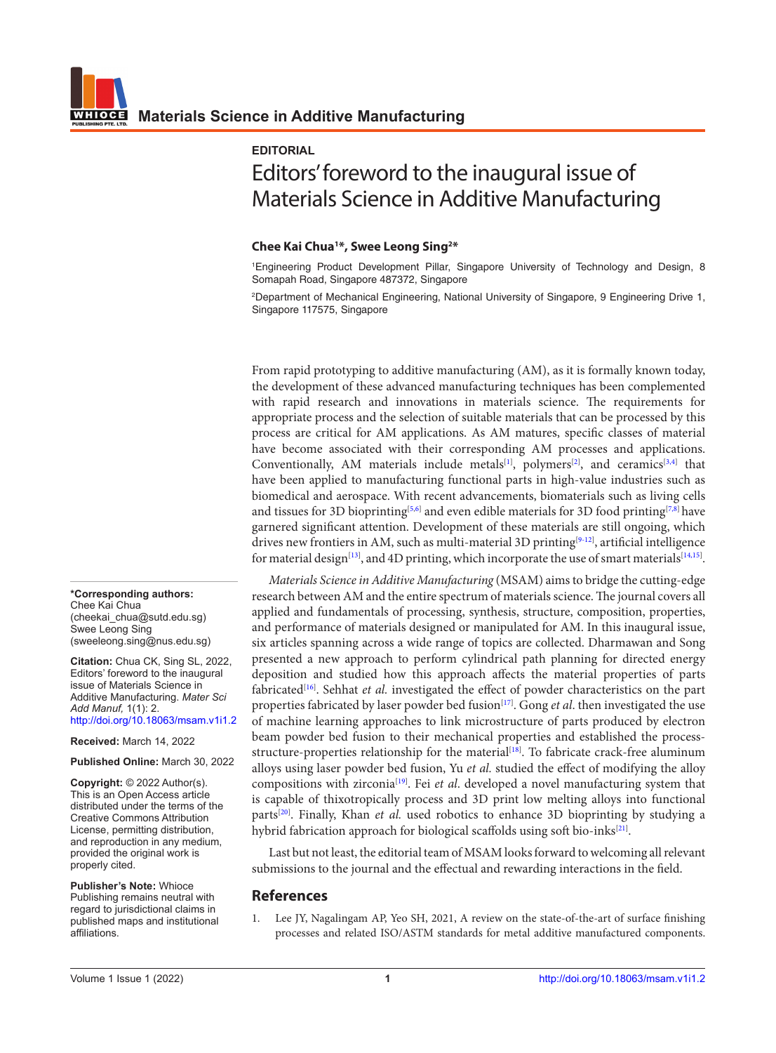EDITORIAL

# Editors' foreword to the inaugural issue of Materials Science in Additive Manufacturing

**Chee Kai Chua[1]*, Swee Leong Sing[2]***

[1]Engineering Product Development Pillar, Singapore University of Technology and Design, 8 Somapah Road, Singapore 487372, Singapore

[2]Department of Mechanical Engineering, National University of Singapore, 9 Engineering Drive 1, Singapore 117575, Singapore

**\*Corresponding authors:**
Chee Kai Chua
(cheekai_chua@sutd.edu.sg)
Swee Leong Sing
(sweeleong.sing@nus.edu.sg)

**Citation:** Chua CK, Sing SL, 2022, Editors' foreword to the inaugural issue of Materials Science in Additive Manufacturing. *Mater Sci Add Manuf,* 1(1): 2. http://doi.org/10.18063/msam.v1i1.2

**Received:** March 14, 2022

**Published Online:** March 30, 2022

**Copyright:** © 2022 Author(s). This is an Open Access article distributed under the terms of the Creative Commons Attribution License, permitting distribution, and reproduction in any medium, provided the original work is properly cited.

**Publisher's Note:** Whioce Publishing remains neutral with regard to jurisdictional claims in published maps and institutional affiliations.

From rapid prototyping to additive manufacturing (AM), as it is formally known today, the development of these advanced manufacturing techniques has been complemented with rapid research and innovations in materials science. The requirements for appropriate process and the selection of suitable materials that can be processed by this process are critical for AM applications. As AM matures, specific classes of material have become associated with their corresponding AM processes and applications. Conventionally, AM materials include metals[1], polymers[2], and ceramics[3,4] that have been applied to manufacturing functional parts in high-value industries such as biomedical and aerospace. With recent advancements, biomaterials such as living cells and tissues for 3D bioprinting[5,6] and even edible materials for 3D food printing[7,8] have garnered significant attention. Development of these materials are still ongoing, which drives new frontiers in AM, such as multi-material 3D printing[9-12], artificial intelligence for material design[13], and 4D printing, which incorporate the use of smart materials[14,15].

*Materials Science in Additive Manufacturing* (MSAM) aims to bridge the cutting-edge research between AM and the entire spectrum of materials science. The journal covers all applied and fundamentals of processing, synthesis, structure, composition, properties, and performance of materials designed or manipulated for AM. In this inaugural issue, six articles spanning across a wide range of topics are collected. Dharmawan and Song presented a new approach to perform cylindrical path planning for directed energy deposition and studied how this approach affects the material properties of parts fabricated[16]. Sehhat *et al.* investigated the effect of powder characteristics on the part properties fabricated by laser powder bed fusion[17]. Gong *et al*. then investigated the use of machine learning approaches to link microstructure of parts produced by electron beam powder bed fusion to their mechanical properties and established the process-structure-properties relationship for the material[18]. To fabricate crack-free aluminum alloys using laser powder bed fusion, Yu *et al.* studied the effect of modifying the alloy compositions with zirconia[19]. Fei *et al*. developed a novel manufacturing system that is capable of thixotropically process and 3D print low melting alloys into functional parts[20]. Finally, Khan *et al.* used robotics to enhance 3D bioprinting by studying a hybrid fabrication approach for biological scaffolds using soft bio-inks[21].

Last but not least, the editorial team of MSAM looks forward to welcoming all relevant submissions to the journal and the effectual and rewarding interactions in the field.

## References

1. Lee JY, Nagalingam AP, Yeo SH, 2021, A review on the state-of-the-art of surface finishing processes and related ISO/ASTM standards for metal additive manufactured components.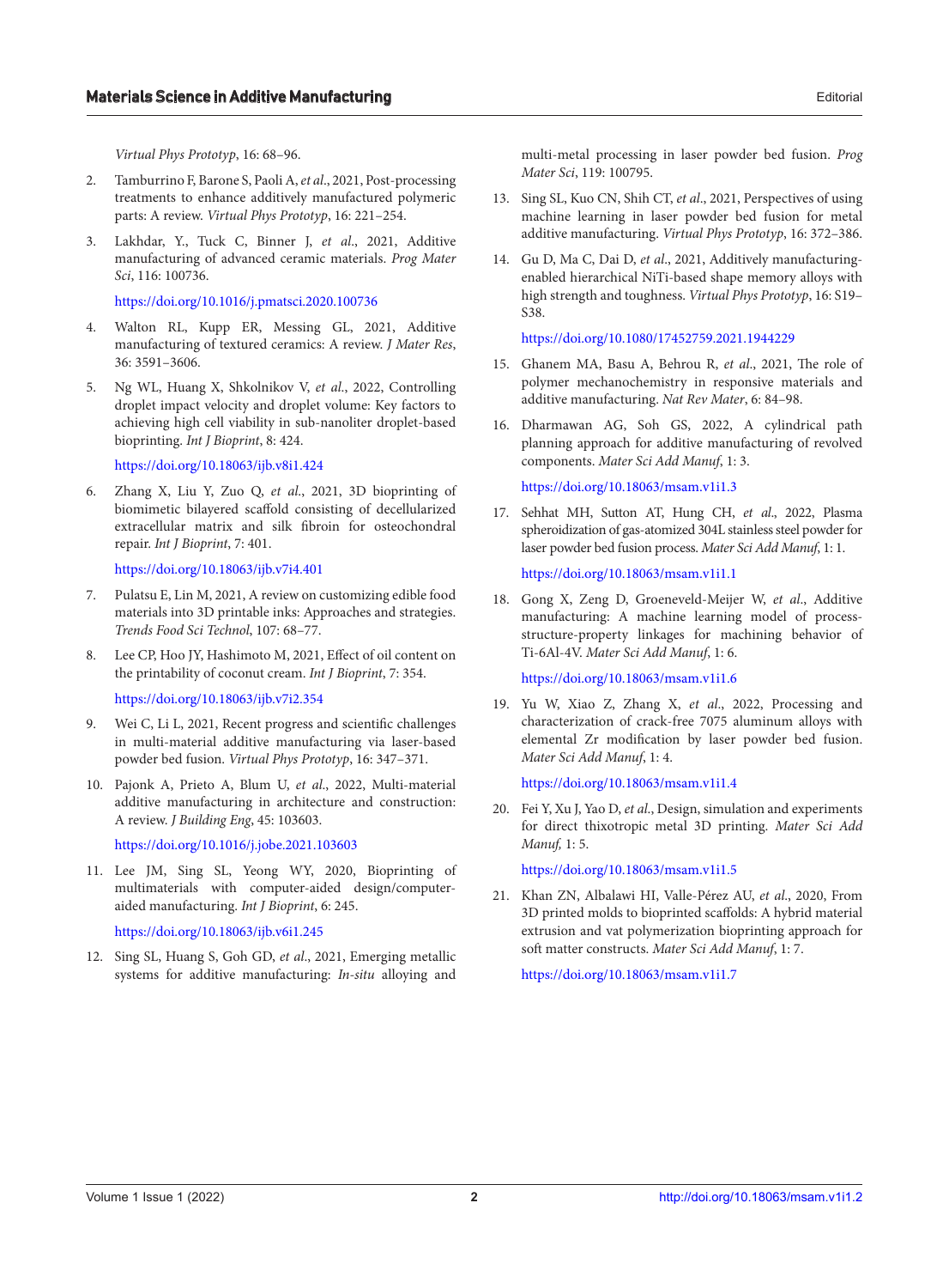*Virtual Phys Prototyp*, 16: 68–96.

2. Tamburrino F, Barone S, Paoli A, *et al*., 2021, Post-processing treatments to enhance additively manufactured polymeric parts: A review. *Virtual Phys Prototyp*, 16: 221–254.

3. Lakhdar, Y., Tuck C, Binner J, *et al*., 2021, Additive manufacturing of advanced ceramic materials. *Prog Mater Sci*, 116: 100736.

   https://doi.org/10.1016/j.pmatsci.2020.100736

4. Walton RL, Kupp ER, Messing GL, 2021, Additive manufacturing of textured ceramics: A review. *J Mater Res*, 36: 3591–3606.

5. Ng WL, Huang X, Shkolnikov V, *et al*., 2022, Controlling droplet impact velocity and droplet volume: Key factors to achieving high cell viability in sub-nanoliter droplet-based bioprinting. *Int J Bioprint*, 8: 424.

   https://doi.org/10.18063/ijb.v8i1.424

6. Zhang X, Liu Y, Zuo Q, *et al*., 2021, 3D bioprinting of biomimetic bilayered scaffold consisting of decellularized extracellular matrix and silk fibroin for osteochondral repair. *Int J Bioprint*, 7: 401.

   https://doi.org/10.18063/ijb.v7i4.401

7. Pulatsu E, Lin M, 2021, A review on customizing edible food materials into 3D printable inks: Approaches and strategies. *Trends Food Sci Technol*, 107: 68–77.

8. Lee CP, Hoo JY, Hashimoto M, 2021, Effect of oil content on the printability of coconut cream. *Int J Bioprint*, 7: 354.

   https://doi.org/10.18063/ijb.v7i2.354

9. Wei C, Li L, 2021, Recent progress and scientific challenges in multi-material additive manufacturing via laser-based powder bed fusion. *Virtual Phys Prototyp*, 16: 347–371.

10. Pajonk A, Prieto A, Blum U, *et al*., 2022, Multi-material additive manufacturing in architecture and construction: A review. *J Building Eng*, 45: 103603.

    https://doi.org/10.1016/j.jobe.2021.103603

11. Lee JM, Sing SL, Yeong WY, 2020, Bioprinting of multimaterials with computer-aided design/computer-aided manufacturing. *Int J Bioprint*, 6: 245.

    https://doi.org/10.18063/ijb.v6i1.245

12. Sing SL, Huang S, Goh GD, *et al*., 2021, Emerging metallic systems for additive manufacturing: *In-situ* alloying and multi-metal processing in laser powder bed fusion. *Prog Mater Sci*, 119: 100795.

13. Sing SL, Kuo CN, Shih CT, *et al*., 2021, Perspectives of using machine learning in laser powder bed fusion for metal additive manufacturing. *Virtual Phys Prototyp*, 16: 372–386.

14. Gu D, Ma C, Dai D, *et al*., 2021, Additively manufacturing-enabled hierarchical NiTi-based shape memory alloys with high strength and toughness. *Virtual Phys Prototyp*, 16: S19–S38.

    https://doi.org/10.1080/17452759.2021.1944229

15. Ghanem MA, Basu A, Behrou R, *et al*., 2021, The role of polymer mechanochemistry in responsive materials and additive manufacturing. *Nat Rev Mater*, 6: 84–98.

16. Dharmawan AG, Soh GS, 2022, A cylindrical path planning approach for additive manufacturing of revolved components. *Mater Sci Add Manuf*, 1: 3.

    https://doi.org/10.18063/msam.v1i1.3

17. Sehhat MH, Sutton AT, Hung CH, *et al*., 2022, Plasma spheroidization of gas-atomized 304L stainless steel powder for laser powder bed fusion process. *Mater Sci Add Manuf*, 1: 1.

    https://doi.org/10.18063/msam.v1i1.1

18. Gong X, Zeng D, Groeneveld-Meijer W, *et al*., Additive manufacturing: A machine learning model of process-structure-property linkages for machining behavior of Ti-6Al-4V. *Mater Sci Add Manuf*, 1: 6.

    https://doi.org/10.18063/msam.v1i1.6

19. Yu W, Xiao Z, Zhang X, *et al*., 2022, Processing and characterization of crack-free 7075 aluminum alloys with elemental Zr modification by laser powder bed fusion. *Mater Sci Add Manuf*, 1: 4.

    https://doi.org/10.18063/msam.v1i1.4

20. Fei Y, Xu J, Yao D, *et al*., Design, simulation and experiments for direct thixotropic metal 3D printing. *Mater Sci Add Manuf,* 1: 5.

    https://doi.org/10.18063/msam.v1i1.5

21. Khan ZN, Albalawi HI, Valle-Pérez AU, *et al*., 2020, From 3D printed molds to bioprinted scaffolds: A hybrid material extrusion and vat polymerization bioprinting approach for soft matter constructs. *Mater Sci Add Manuf*, 1: 7.

    https://doi.org/10.18063/msam.v1i1.7